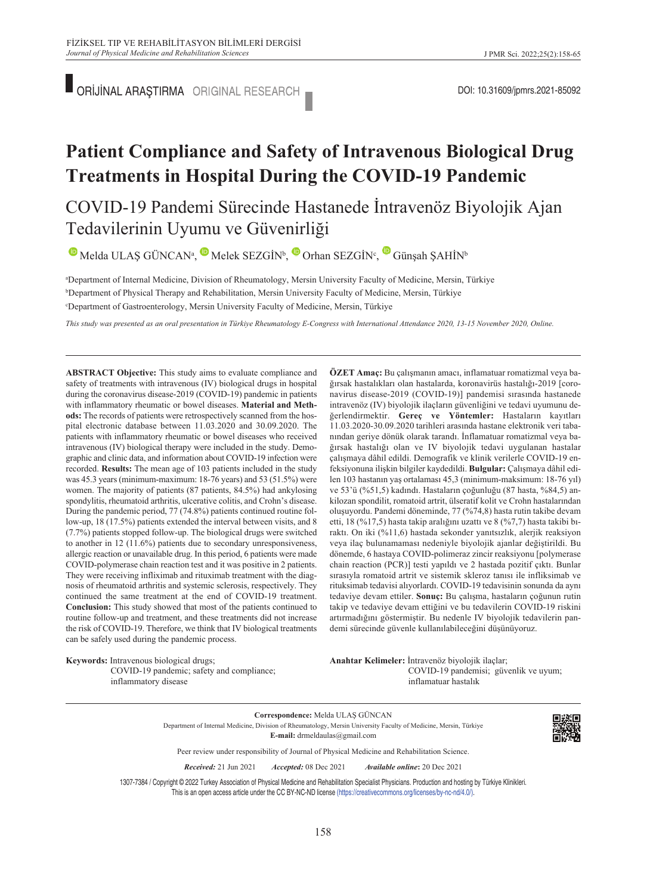ORİJİNAL ARAŞTIRMA ORIGINAL RESEARCH

DOI: 10.31609/jpmrs.2021-85092

# Patient Compliance and Safety of Intravenous Biological Drug Treatments in Hospital During the COVID-19 Pandemic

## COVID-19 Pandemi Sürecinde Hastanede İntravenöz Biyolojik Ajan Tedavilerinin Uyumu ve Güvenirliği

Melda ULAŞ GÜNCAN[a], Melek SEZGİN[b], Orhan SEZGİN[c], Günşah ŞAHİN[b]

[a]Department of Internal Medicine, Division of Rheumatology, Mersin University Faculty of Medicine, Mersin, Türkiye
[b]Department of Physical Therapy and Rehabilitation, Mersin University Faculty of Medicine, Mersin, Türkiye
[c]Department of Gastroenterology, Mersin University Faculty of Medicine, Mersin, Türkiye

*This study was presented as an oral presentation in Türkiye Rheumatology E-Congress with International Attendance 2020, 13-15 November 2020, Online.*

**ABSTRACT Objective:** This study aims to evaluate compliance and safety of treatments with intravenous (IV) biological drugs in hospital during the coronavirus disease-2019 (COVID-19) pandemic in patients with inflammatory rheumatic or bowel diseases. **Material and Methods:** The records of patients were retrospectively scanned from the hospital electronic database between 11.03.2020 and 30.09.2020. The patients with inflammatory rheumatic or bowel diseases who received intravenous (IV) biological therapy were included in the study. Demographic and clinic data, and information about COVID-19 infection were recorded. **Results:** The mean age of 103 patients included in the study was 45.3 years (minimum-maximum: 18-76 years) and 53 (51.5%) were women. The majority of patients (87 patients, 84.5%) had ankylosing spondylitis, rheumatoid arthritis, ulcerative colitis, and Crohn's disease. During the pandemic period, 77 (74.8%) patients continued routine follow-up, 18 (17.5%) patients extended the interval between visits, and 8 (7.7%) patients stopped follow-up. The biological drugs were switched to another in 12 (11.6%) patients due to secondary unresponsiveness, allergic reaction or unavailable drug. In this period, 6 patients were made COVID-polymerase chain reaction test and it was positive in 2 patients. They were receiving infliximab and rituximab treatment with the diagnosis of rheumatoid arthritis and systemic sclerosis, respectively. They continued the same treatment at the end of COVID-19 treatment. **Conclusion:** This study showed that most of the patients continued to routine follow-up and treatment, and these treatments did not increase the risk of COVID-19. Therefore, we think that IV biological treatments can be safely used during the pandemic process.

**Keywords:** Intravenous biological drugs; COVID-19 pandemic; safety and compliance; inflammatory disease

**ÖZET Amaç:** Bu çalışmanın amacı, inflamatuar romatizmal veya bağırsak hastalıkları olan hastalarda, koronavirüs hastalığı-2019 [coronavirus disease-2019 (COVID-19)] pandemisi sırasında hastanede intravenöz (IV) biyolojik ilaçların güvenliğini ve tedavi uyumunu değerlendirmektir. **Gereç ve Yöntemler:** Hastaların kayıtları 11.03.2020-30.09.2020 tarihleri arasında hastane elektronik veri tabanından geriye dönük olarak tarandı. İnflamatuar romatizmal veya bağırsak hastalığı olan ve IV biyolojik tedavi uygulanan hastalar çalışmaya dâhil edildi. Demografik ve klinik verilerle COVID-19 enfeksiyonuna ilişkin bilgiler kaydedildi. **Bulgular:** Çalışmaya dâhil edilen 103 hastanın yaş ortalaması 45,3 (minimum-maksimum: 18-76 yıl) ve 53'ü (%51,5) kadındı. Hastaların çoğunluğu (87 hasta, %84,5) ankilozan spondilit, romatoid artrit, ülseratif kolit ve Crohn hastalarından oluşuyordu. Pandemi döneminde, 77 (%74,8) hasta rutin takibe devam etti, 18 (%17,5) hasta takip aralığını uzattı ve 8 (%7,7) hasta takibi bıraktı. On iki (%11,6) hastada sekonder yanıtsızlık, alerjik reaksiyon veya ilaç bulunamaması nedeniyle biyolojik ajanlar değiştirildi. Bu dönemde, 6 hastaya COVID-polimeraz zincir reaksiyonu [polymerase chain reaction (PCR)] testi yapıldı ve 2 hastada pozitif çıktı. Bunlar sırasıyla romatoid artrit ve sistemik skleroz tanısı ile infliksimab ve rituksimab tedavisi alıyorlardı. COVID-19 tedavisinin sonunda da aynı tedaviye devam ettiler. **Sonuç:** Bu çalışma, hastaların çoğunun rutin takip ve tedaviye devam ettiğini ve bu tedavilerin COVID-19 riskini artırmadığını göstermiştir. Bu nedenle IV biyolojik tedavilerin pandemi sürecinde güvenle kullanılabileceğini düşünüyoruz.

**Anahtar Kelimeler:** İntravenöz biyolojik ilaçlar; COVID-19 pandemisi; güvenlik ve uyum; inflamatuar hastalık

**Correspondence:** Melda ULAŞ GÜNCAN
Department of Internal Medicine, Division of Rheumatology, Mersin University Faculty of Medicine, Mersin, Türkiye
**E-mail:** drmeldaulas@gmail.com

Peer review under responsibility of Journal of Physical Medicine and Rehabilitation Science.

***Received:*** 21 Jun 2021 ***Accepted:*** 08 Dec 2021 ***Available online:*** 20 Dec 2021

1307-7384 / Copyright © 2022 Turkey Association of Physical Medicine and Rehabilitation Specialist Physicians. Production and hosting by Türkiye Klinikleri.
This is an open access article under the CC BY-NC-ND license (https://creativecommons.org/licenses/by-nc-nd/4.0/).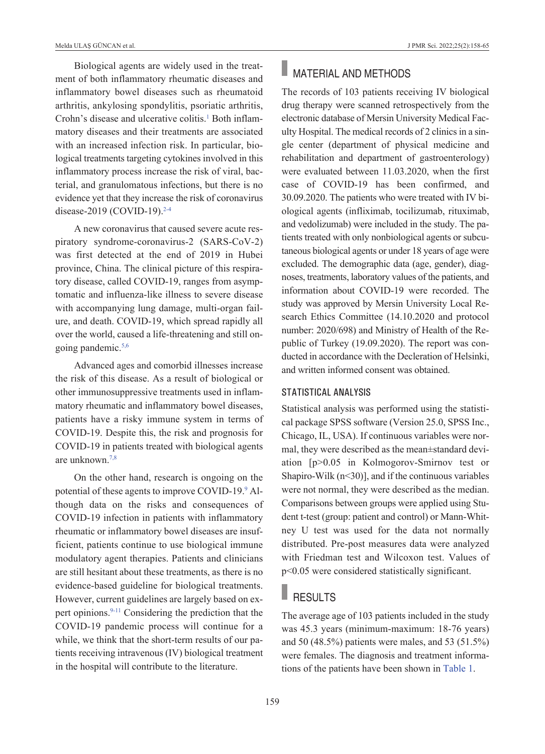Biological agents are widely used in the treatment of both inflammatory rheumatic diseases and inflammatory bowel diseases such as rheumatoid arthritis, ankylosing spondylitis, psoriatic arthritis, Crohn's disease and ulcerative colitis.[1] Both inflammatory diseases and their treatments are associated with an increased infection risk. In particular, biological treatments targeting cytokines involved in this inflammatory process increase the risk of viral, bacterial, and granulomatous infections, but there is no evidence yet that they increase the risk of coronavirus disease-2019 (COVID-19).[2-4]

A new coronavirus that caused severe acute respiratory syndrome-coronavirus-2 (SARS-CoV-2) was first detected at the end of 2019 in Hubei province, China. The clinical picture of this respiratory disease, called COVID-19, ranges from asymptomatic and influenza-like illness to severe disease with accompanying lung damage, multi-organ failure, and death. COVID-19, which spread rapidly all over the world, caused a life-threatening and still ongoing pandemic.[5,6]

Advanced ages and comorbid illnesses increase the risk of this disease. As a result of biological or other immunosuppressive treatments used in inflammatory rheumatic and inflammatory bowel diseases, patients have a risky immune system in terms of COVID-19. Despite this, the risk and prognosis for COVID-19 in patients treated with biological agents are unknown.[7,8]

On the other hand, research is ongoing on the potential of these agents to improve COVID-19.[9] Although data on the risks and consequences of COVID-19 infection in patients with inflammatory rheumatic or inflammatory bowel diseases are insufficient, patients continue to use biological immune modulatory agent therapies. Patients and clinicians are still hesitant about these treatments, as there is no evidence-based guideline for biological treatments. However, current guidelines are largely based on expert opinions.[9-11] Considering the prediction that the COVID-19 pandemic process will continue for a while, we think that the short-term results of our patients receiving intravenous (IV) biological treatment in the hospital will contribute to the literature.

## MATERIAL AND METHODS

The records of 103 patients receiving IV biological drug therapy were scanned retrospectively from the electronic database of Mersin University Medical Faculty Hospital. The medical records of 2 clinics in a single center (department of physical medicine and rehabilitation and department of gastroenterology) were evaluated between 11.03.2020, when the first case of COVID-19 has been confirmed, and 30.09.2020. The patients who were treated with IV biological agents (infliximab, tocilizumab, rituximab, and vedolizumab) were included in the study. The patients treated with only nonbiological agents or subcutaneous biological agents or under 18 years of age were excluded. The demographic data (age, gender), diagnoses, treatments, laboratory values of the patients, and information about COVID-19 were recorded. The study was approved by Mersin University Local Research Ethics Committee (14.10.2020 and protocol number: 2020/698) and Ministry of Health of the Republic of Turkey (19.09.2020). The report was conducted in accordance with the Decleration of Helsinki, and written informed consent was obtained.

### STATISTICAL ANALYSIS

Statistical analysis was performed using the statistical package SPSS software (Version 25.0, SPSS Inc., Chicago, IL, USA). If continuous variables were normal, they were described as the mean±standard deviation [$p>0.05$ in Kolmogorov-Smirnov test or Shapiro-Wilk ($n<30$)], and if the continuous variables were not normal, they were described as the median. Comparisons between groups were applied using Student t-test (group: patient and control) or Mann-Whitney U test was used for the data not normally distributed. Pre-post measures data were analyzed with Friedman test and Wilcoxon test. Values of $p<0.05$ were considered statistically significant.

## RESULTS

The average age of 103 patients included in the study was 45.3 years (minimum-maximum: 18-76 years) and 50 (48.5%) patients were males, and 53 (51.5%) were females. The diagnosis and treatment informations of the patients have been shown in Table 1.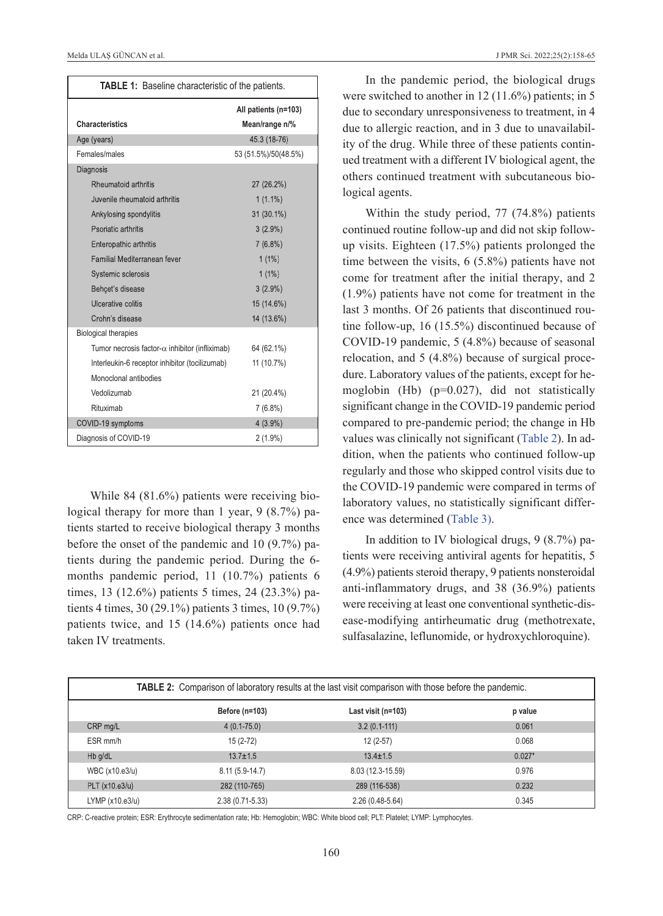| TABLE 1: Baseline characteristic of the patients. | |
|---|---|
| **Characteristics** | **All patients (n=103) Mean/range n/%** |
| Age (years) | 45.3 (18-76) |
| Females/males | 53 (51.5%)/50(48.5%) |
| Diagnosis | |
| Rheumatoid arthritis | 27 (26.2%) |
| Juvenile rheumatoid arthritis | 1 (1.1%) |
| Ankylosing spondylitis | 31 (30.1%) |
| Psoriatic arthritis | 3 (2.9%) |
| Enteropathic arthritis | 7 (6.8%) |
| Familial Mediterranean fever | 1 (1%) |
| Systemic sclerosis | 1 (1%) |
| Behçet's disease | 3 (2.9%) |
| Ulcerative colitis | 15 (14.6%) |
| Crohn's disease | 14 (13.6%) |
| Biological therapies | |
| Tumor necrosis factor-α inhibitor (infliximab) | 64 (62.1%) |
| Interleukin-6 receptor inhibitor (tocilizumab) | 11 (10.7%) |
| Monoclonal antibodies | |
| Vedolizumab | 21 (20.4%) |
| Rituximab | 7 (6.8%) |
| COVID-19 symptoms | 4 (3.9%) |
| Diagnosis of COVID-19 | 2 (1.9%) |

While 84 (81.6%) patients were receiving biological therapy for more than 1 year, 9 (8.7%) patients started to receive biological therapy 3 months before the onset of the pandemic and 10 (9.7%) patients during the pandemic period. During the 6-months pandemic period, 11 (10.7%) patients 6 times, 13 (12.6%) patients 5 times, 24 (23.3%) patients 4 times, 30 (29.1%) patients 3 times, 10 (9.7%) patients twice, and 15 (14.6%) patients once had taken IV treatments.

In the pandemic period, the biological drugs were switched to another in 12 (11.6%) patients; in 5 due to secondary unresponsiveness to treatment, in 4 due to allergic reaction, and in 3 due to unavailability of the drug. While three of these patients continued treatment with a different IV biological agent, the others continued treatment with subcutaneous biological agents.

Within the study period, 77 (74.8%) patients continued routine follow-up and did not skip follow-up visits. Eighteen (17.5%) patients prolonged the time between the visits, 6 (5.8%) patients have not come for treatment after the initial therapy, and 2 (1.9%) patients have not come for treatment in the last 3 months. Of 26 patients that discontinued routine follow-up, 16 (15.5%) discontinued because of COVID-19 pandemic, 5 (4.8%) because of seasonal relocation, and 5 (4.8%) because of surgical procedure. Laboratory values of the patients, except for hemoglobin (Hb) (p=0.027), did not statistically significant change in the COVID-19 pandemic period compared to pre-pandemic period; the change in Hb values was clinically not significant (Table 2). In addition, when the patients who continued follow-up regularly and those who skipped control visits due to the COVID-19 pandemic were compared in terms of laboratory values, no statistically significant difference was determined (Table 3).

In addition to IV biological drugs, 9 (8.7%) patients were receiving antiviral agents for hepatitis, 5 (4.9%) patients steroid therapy, 9 patients nonsteroidal anti-inflammatory drugs, and 38 (36.9%) patients were receiving at least one conventional synthetic-disease-modifying antirheumatic drug (methotrexate, sulfasalazine, leflunomide, or hydroxychloroquine).

**TABLE 2:** Comparison of laboratory results at the last visit comparison with those before the pandemic.

| | Before (n=103) | Last visit (n=103) | p value |
|---|---|---|---|
| CRP mg/L | 4 (0.1-75.0) | 3.2 (0.1-111) | 0.061 |
| ESR mm/h | 15 (2-72) | 12 (2-57) | 0.068 |
| Hb g/dL | 13.7±1.5 | 13.4±1.5 | 0.027* |
| WBC (x10.e3/u) | 8.11 (5.9-14.7) | 8.03 (12.3-15.59) | 0.976 |
| PLT (x10.e3/u) | 282 (110-765) | 289 (116-538) | 0.232 |
| LYMP (x10.e3/u) | 2.38 (0.71-5.33) | 2.26 (0.48-5.64) | 0.345 |

CRP: C-reactive protein; ESR: Erythrocyte sedimentation rate; Hb: Hemoglobin; WBC: White blood cell; PLT: Platelet; LYMP: Lymphocytes.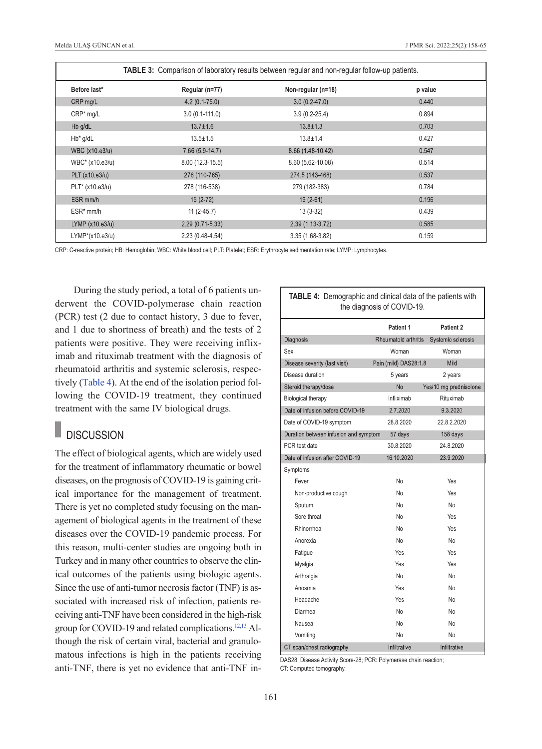**TABLE 3:** Comparison of laboratory results between regular and non-regular follow-up patients.

| Before last* | Regular (n=77) | Non-regular (n=18) | p value |
|---|---|---|---|
| CRP mg/L | 4.2 (0.1-75.0) | 3.0 (0.2-47.0) | 0.440 |
| CRP* mg/L | 3.0 (0.1-111.0) | 3.9 (0.2-25.4) | 0.894 |
| Hb g/dL | 13.7±1.6 | 13.8±1.3 | 0.703 |
| Hb* g/dL | 13.5±1.5 | 13.8±1.4 | 0.427 |
| WBC (x10.e3/u) | 7.66 (5.9-14.7) | 8.66 (1.48-10.42) | 0.547 |
| WBC* (x10.e3/u) | 8.00 (12.3-15.5) | 8.60 (5.62-10.08) | 0.514 |
| PLT (x10.e3/u) | 276 (110-765) | 274.5 (143-468) | 0.537 |
| PLT* (x10.e3/u) | 278 (116-538) | 279 (182-383) | 0.784 |
| ESR mm/h | 15 (2-72) | 19 (2-61) | 0.196 |
| ESR* mm/h | 11 (2-45.7) | 13 (3-32) | 0.439 |
| LYMP (x10.e3/u) | 2.29 (0.71-5.33) | 2.39 (1.13-3.72) | 0.585 |
| LYMP*(x10.e3/u) | 2.23 (0.48-4.54) | 3.35 (1.68-3.82) | 0.159 |

CRP: C-reactive protein; HB: Hemoglobin; WBC: White blood cell; PLT: Platelet; ESR: Erythrocyte sedimentation rate; LYMP: Lymphocytes.

During the study period, a total of 6 patients underwent the COVID-polymerase chain reaction (PCR) test (2 due to contact history, 3 due to fever, and 1 due to shortness of breath) and the tests of 2 patients were positive. They were receiving infliximab and rituximab treatment with the diagnosis of rheumatoid arthritis and systemic sclerosis, respectively (Table 4). At the end of the isolation period following the COVID-19 treatment, they continued treatment with the same IV biological drugs.

**TABLE 4:** Demographic and clinical data of the patients with the diagnosis of COVID-19.

| | Patient 1 | Patient 2 |
|---|---|---|
| Diagnosis | Rheumatoid arthritis | Systemic sclerosis |
| Sex | Woman | Woman |
| Disease severity (last visit) | Pain (mild) DAS28:1.8 | Mild |
| Disease duration | 5 years | 2 years |
| Steroid therapy/dose | No | Yes/10 mg prednisolone |
| Biological therapy | Infliximab | Rituximab |
| Date of infusion before COVID-19 | 2.7.2020 | 9.3.2020 |
| Date of COVID-19 symptom | 28.8.2020 | 22.8.2.2020 |
| Duration between infusion and symptom | 57 days | 158 days |
| PCR test date | 30.8.2020 | 24.8.2020 |
| Date of infusion after COVID-19 | 16.10.2020 | 23.9.2020 |
| Symptoms | | |
| Fever | No | Yes |
| Non-productive cough | No | Yes |
| Sputum | No | No |
| Sore throat | No | Yes |
| Rhinorrhea | No | Yes |
| Anorexia | No | No |
| Fatigue | Yes | Yes |
| Myalgia | Yes | Yes |
| Arthralgia | No | No |
| Anosmia | Yes | No |
| Headache | Yes | No |
| Diarrhea | No | No |
| Nausea | No | No |
| Vomiting | No | No |
| CT scan/chest radiography | Infiltrative | Infiltrative |

DAS28: Disease Activity Score-28; PCR: Polymerase chain reaction; CT: Computed tomography.

## DISCUSSION

The effect of biological agents, which are widely used for the treatment of inflammatory rheumatic or bowel diseases, on the prognosis of COVID-19 is gaining critical importance for the management of treatment. There is yet no completed study focusing on the management of biological agents in the treatment of these diseases over the COVID-19 pandemic process. For this reason, multi-center studies are ongoing both in Turkey and in many other countries to observe the clinical outcomes of the patients using biologic agents. Since the use of anti-tumor necrosis factor (TNF) is associated with increased risk of infection, patients receiving anti-TNF have been considered in the high-risk group for COVID-19 and related complications.[12,13] Although the risk of certain viral, bacterial and granulomatous infections is high in the patients receiving anti-TNF, there is yet no evidence that anti-TNF in-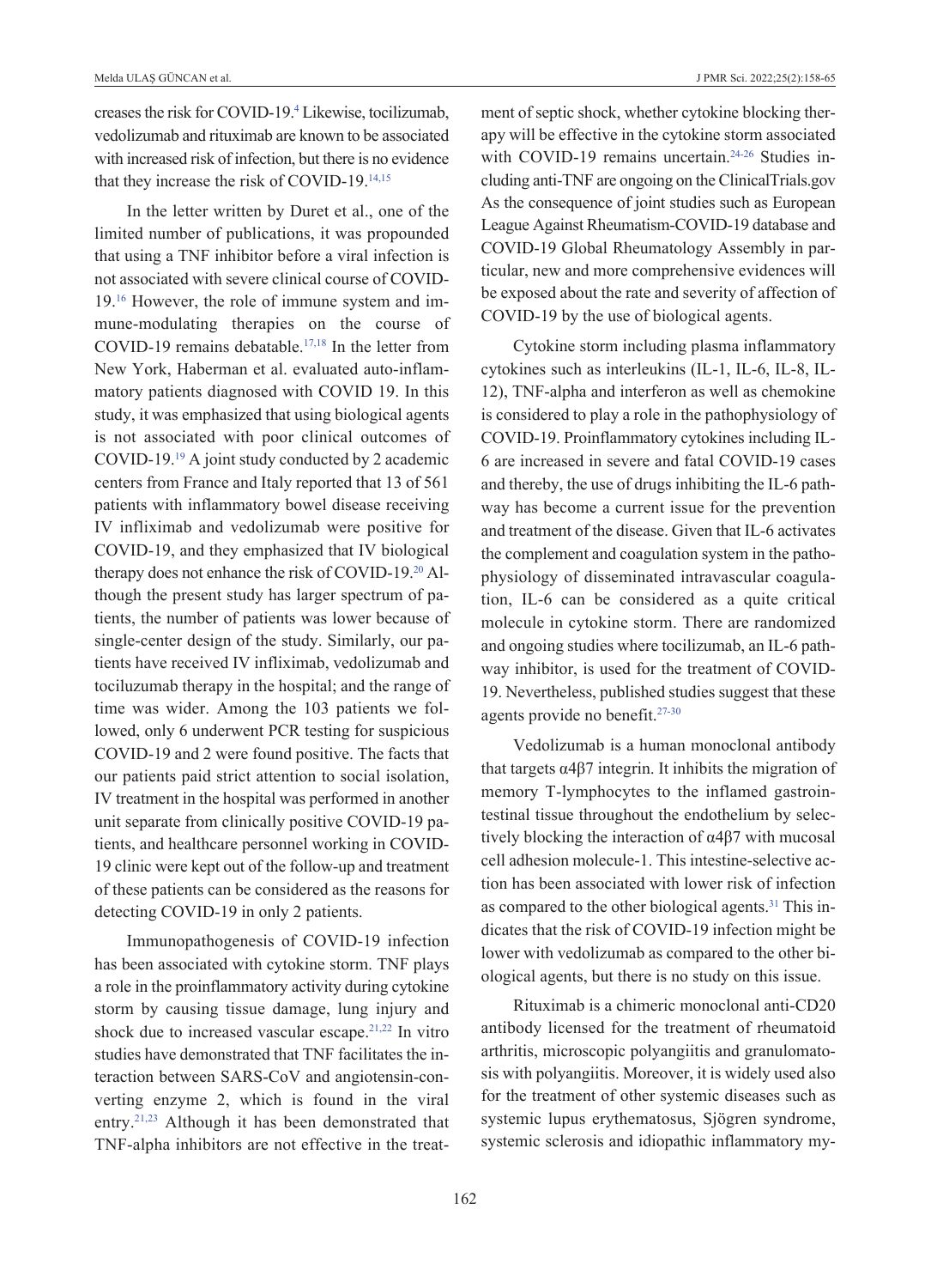creases the risk for COVID-19.[4] Likewise, tocilizumab, vedolizumab and rituximab are known to be associated with increased risk of infection, but there is no evidence that they increase the risk of COVID-19.[14,15]

In the letter written by Duret et al., one of the limited number of publications, it was propounded that using a TNF inhibitor before a viral infection is not associated with severe clinical course of COVID-19.[16] However, the role of immune system and immune-modulating therapies on the course of COVID-19 remains debatable.[17,18] In the letter from New York, Haberman et al. evaluated auto-inflammatory patients diagnosed with COVID 19. In this study, it was emphasized that using biological agents is not associated with poor clinical outcomes of COVID-19.[19] A joint study conducted by 2 academic centers from France and Italy reported that 13 of 561 patients with inflammatory bowel disease receiving IV infliximab and vedolizumab were positive for COVID-19, and they emphasized that IV biological therapy does not enhance the risk of COVID-19.[20] Although the present study has larger spectrum of patients, the number of patients was lower because of single-center design of the study. Similarly, our patients have received IV infliximab, vedolizumab and tociluzumab therapy in the hospital; and the range of time was wider. Among the 103 patients we followed, only 6 underwent PCR testing for suspicious COVID-19 and 2 were found positive. The facts that our patients paid strict attention to social isolation, IV treatment in the hospital was performed in another unit separate from clinically positive COVID-19 patients, and healthcare personnel working in COVID-19 clinic were kept out of the follow-up and treatment of these patients can be considered as the reasons for detecting COVID-19 in only 2 patients.

Immunopathogenesis of COVID-19 infection has been associated with cytokine storm. TNF plays a role in the proinflammatory activity during cytokine storm by causing tissue damage, lung injury and shock due to increased vascular escape.[21,22] In vitro studies have demonstrated that TNF facilitates the interaction between SARS-CoV and angiotensin-converting enzyme 2, which is found in the viral entry.[21,23] Although it has been demonstrated that TNF-alpha inhibitors are not effective in the treatment of septic shock, whether cytokine blocking therapy will be effective in the cytokine storm associated with COVID-19 remains uncertain.[24-26] Studies including anti-TNF are ongoing on the ClinicalTrials.gov As the consequence of joint studies such as European League Against Rheumatism-COVID-19 database and COVID-19 Global Rheumatology Assembly in particular, new and more comprehensive evidences will be exposed about the rate and severity of affection of COVID-19 by the use of biological agents.

Cytokine storm including plasma inflammatory cytokines such as interleukins (IL-1, IL-6, IL-8, IL-12), TNF-alpha and interferon as well as chemokine is considered to play a role in the pathophysiology of COVID-19. Proinflammatory cytokines including IL-6 are increased in severe and fatal COVID-19 cases and thereby, the use of drugs inhibiting the IL-6 pathway has become a current issue for the prevention and treatment of the disease. Given that IL-6 activates the complement and coagulation system in the pathophysiology of disseminated intravascular coagulation, IL-6 can be considered as a quite critical molecule in cytokine storm. There are randomized and ongoing studies where tocilizumab, an IL-6 pathway inhibitor, is used for the treatment of COVID-19. Nevertheless, published studies suggest that these agents provide no benefit.[27-30]

Vedolizumab is a human monoclonal antibody that targets $\alpha 4\beta 7$ integrin. It inhibits the migration of memory T-lymphocytes to the inflamed gastrointestinal tissue throughout the endothelium by selectively blocking the interaction of $\alpha 4\beta 7$ with mucosal cell adhesion molecule-1. This intestine-selective action has been associated with lower risk of infection as compared to the other biological agents.[31] This indicates that the risk of COVID-19 infection might be lower with vedolizumab as compared to the other biological agents, but there is no study on this issue.

Rituximab is a chimeric monoclonal anti-CD20 antibody licensed for the treatment of rheumatoid arthritis, microscopic polyangiitis and granulomatosis with polyangiitis. Moreover, it is widely used also for the treatment of other systemic diseases such as systemic lupus erythematosus, Sjögren syndrome, systemic sclerosis and idiopathic inflammatory my-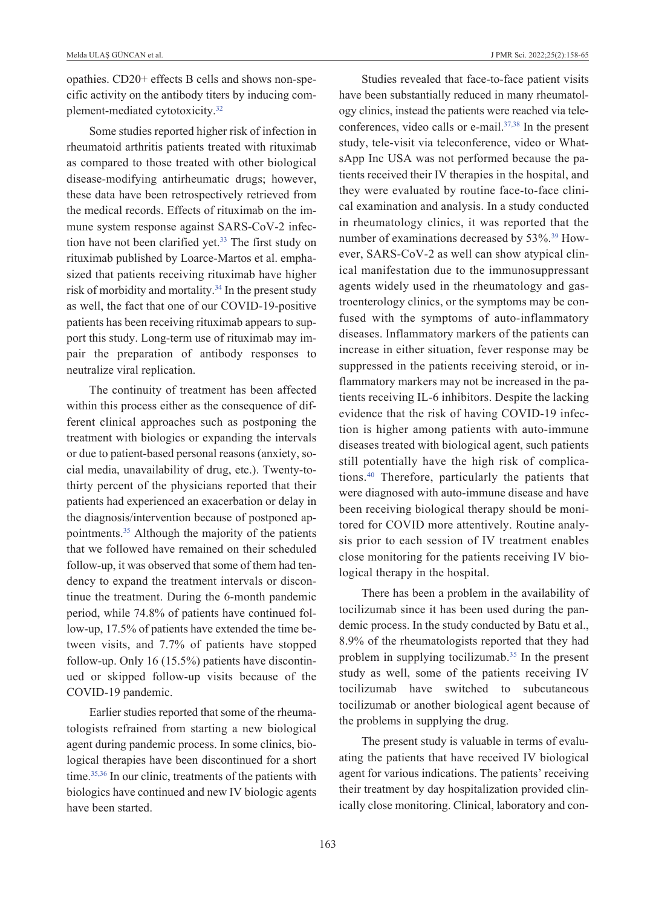opathies. CD20+ effects B cells and shows non-specific activity on the antibody titers by inducing complement-mediated cytotoxicity.[32]

Some studies reported higher risk of infection in rheumatoid arthritis patients treated with rituximab as compared to those treated with other biological disease-modifying antirheumatic drugs; however, these data have been retrospectively retrieved from the medical records. Effects of rituximab on the immune system response against SARS-CoV-2 infection have not been clarified yet.[33] The first study on rituximab published by Loarce-Martos et al. emphasized that patients receiving rituximab have higher risk of morbidity and mortality.[34] In the present study as well, the fact that one of our COVID-19-positive patients has been receiving rituximab appears to support this study. Long-term use of rituximab may impair the preparation of antibody responses to neutralize viral replication.

The continuity of treatment has been affected within this process either as the consequence of different clinical approaches such as postponing the treatment with biologics or expanding the intervals or due to patient-based personal reasons (anxiety, social media, unavailability of drug, etc.). Twenty-to-thirty percent of the physicians reported that their patients had experienced an exacerbation or delay in the diagnosis/intervention because of postponed appointments.[35] Although the majority of the patients that we followed have remained on their scheduled follow-up, it was observed that some of them had tendency to expand the treatment intervals or discontinue the treatment. During the 6-month pandemic period, while 74.8% of patients have continued follow-up, 17.5% of patients have extended the time between visits, and 7.7% of patients have stopped follow-up. Only 16 (15.5%) patients have discontinued or skipped follow-up visits because of the COVID-19 pandemic.

Earlier studies reported that some of the rheumatologists refrained from starting a new biological agent during pandemic process. In some clinics, biological therapies have been discontinued for a short time.[35,36] In our clinic, treatments of the patients with biologics have continued and new IV biologic agents have been started.

Studies revealed that face-to-face patient visits have been substantially reduced in many rheumatology clinics, instead the patients were reached via teleconferences, video calls or e-mail.[37,38] In the present study, tele-visit via teleconference, video or WhatsApp Inc USA was not performed because the patients received their IV therapies in the hospital, and they were evaluated by routine face-to-face clinical examination and analysis. In a study conducted in rheumatology clinics, it was reported that the number of examinations decreased by 53%.[39] However, SARS-CoV-2 as well can show atypical clinical manifestation due to the immunosuppressant agents widely used in the rheumatology and gastroenterology clinics, or the symptoms may be confused with the symptoms of auto-inflammatory diseases. Inflammatory markers of the patients can increase in either situation, fever response may be suppressed in the patients receiving steroid, or inflammatory markers may not be increased in the patients receiving IL-6 inhibitors. Despite the lacking evidence that the risk of having COVID-19 infection is higher among patients with auto-immune diseases treated with biological agent, such patients still potentially have the high risk of complications.[40] Therefore, particularly the patients that were diagnosed with auto-immune disease and have been receiving biological therapy should be monitored for COVID more attentively. Routine analysis prior to each session of IV treatment enables close monitoring for the patients receiving IV biological therapy in the hospital.

There has been a problem in the availability of tocilizumab since it has been used during the pandemic process. In the study conducted by Batu et al., 8.9% of the rheumatologists reported that they had problem in supplying tocilizumab.[35] In the present study as well, some of the patients receiving IV tocilizumab have switched to subcutaneous tocilizumab or another biological agent because of the problems in supplying the drug.

The present study is valuable in terms of evaluating the patients that have received IV biological agent for various indications. The patients' receiving their treatment by day hospitalization provided clinically close monitoring. Clinical, laboratory and con-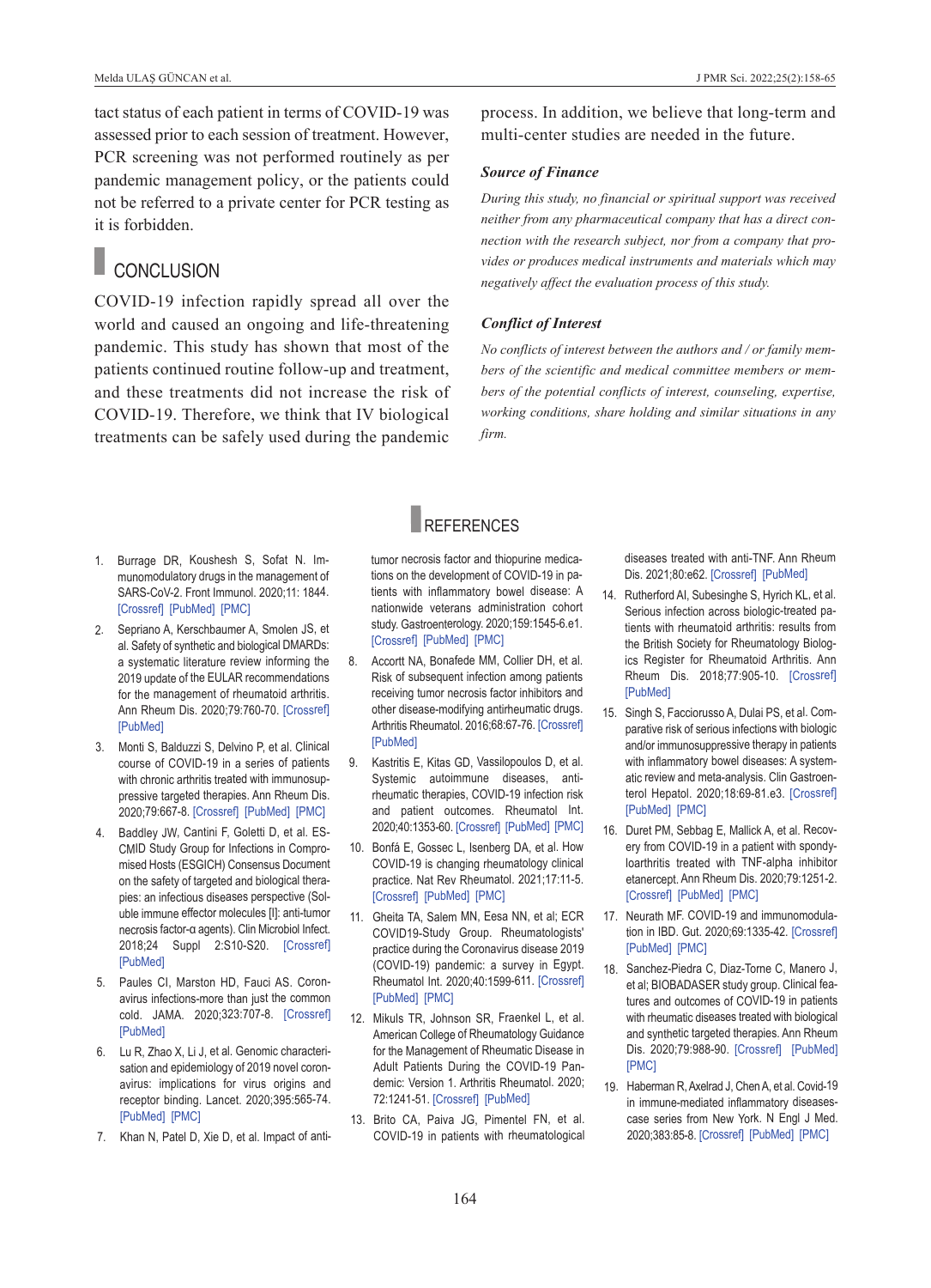tact status of each patient in terms of COVID-19 was assessed prior to each session of treatment. However, PCR screening was not performed routinely as per pandemic management policy, or the patients could not be referred to a private center for PCR testing as it is forbidden.

## CONCLUSION

COVID-19 infection rapidly spread all over the world and caused an ongoing and life-threatening pandemic. This study has shown that most of the patients continued routine follow-up and treatment, and these treatments did not increase the risk of COVID-19. Therefore, we think that IV biological treatments can be safely used during the pandemic process. In addition, we believe that long-term and multi-center studies are needed in the future.

### *Source of Finance*

*During this study, no financial or spiritual support was received neither from any pharmaceutical company that has a direct connection with the research subject, nor from a company that provides or produces medical instruments and materials which may negatively affect the evaluation process of this study.*

### *Conflict of Interest*

*No conflicts of interest between the authors and / or family members of the scientific and medical committee members or members of the potential conflicts of interest, counseling, expertise, working conditions, share holding and similar situations in any firm.*

## REFERENCES

1. Burrage DR, Koushesh S, Sofat N. Immunomodulatory drugs in the management of SARS-CoV-2. Front Immunol. 2020;11: 1844. [Crossref] [PubMed] [PMC]
2. Sepriano A, Kerschbaumer A, Smolen JS, et al. Safety of synthetic and biological DMARDs: a systematic literature review informing the 2019 update of the EULAR recommendations for the management of rheumatoid arthritis. Ann Rheum Dis. 2020;79:760-70. [Crossref] [PubMed]
3. Monti S, Balduzzi S, Delvino P, et al. Clinical course of COVID-19 in a series of patients with chronic arthritis treated with immunosuppressive targeted therapies. Ann Rheum Dis. 2020;79:667-8. [Crossref] [PubMed] [PMC]
4. Baddley JW, Cantini F, Goletti D, et al. ESCMID Study Group for Infections in Compromised Hosts (ESGICH) Consensus Document on the safety of targeted and biological therapies: an infectious diseases perspective (Soluble immune effector molecules [I]: anti-tumor necrosis factor-α agents). Clin Microbiol Infect. 2018;24 Suppl 2:S10-S20. [Crossref] [PubMed]
5. Paules CI, Marston HD, Fauci AS. Coronavirus infections-more than just the common cold. JAMA. 2020;323:707-8. [Crossref] [PubMed]
6. Lu R, Zhao X, Li J, et al. Genomic characterisation and epidemiology of 2019 novel coronavirus: implications for virus origins and receptor binding. Lancet. 2020;395:565-74. [PubMed] [PMC]
7. Khan N, Patel D, Xie D, et al. Impact of anti-tumor necrosis factor and thiopurine medications on the development of COVID-19 in patients with inflammatory bowel disease: A nationwide veterans administration cohort study. Gastroenterology. 2020;159:1545-6.e1. [Crossref] [PubMed] [PMC]
8. Accortt NA, Bonafede MM, Collier DH, et al. Risk of subsequent infection among patients receiving tumor necrosis factor inhibitors and other disease-modifying antirheumatic drugs. Arthritis Rheumatol. 2016;68:67-76. [Crossref] [PubMed]
9. Kastritis E, Kitas GD, Vassilopoulos D, et al. Systemic autoimmune diseases, anti-rheumatic therapies, COVID-19 infection risk and patient outcomes. Rheumatol Int. 2020;40:1353-60. [Crossref] [PubMed] [PMC]
10. Bonfá E, Gossec L, Isenberg DA, et al. How COVID-19 is changing rheumatology clinical practice. Nat Rev Rheumatol. 2021;17:11-5. [Crossref] [PubMed] [PMC]
11. Gheita TA, Salem MN, Eesa NN, et al; ECR COVID19-Study Group. Rheumatologists' practice during the Coronavirus disease 2019 (COVID-19) pandemic: a survey in Egypt. Rheumatol Int. 2020;40:1599-611. [Crossref] [PubMed] [PMC]
12. Mikuls TR, Johnson SR, Fraenkel L, et al. American College of Rheumatology Guidance for the Management of Rheumatic Disease in Adult Patients During the COVID-19 Pandemic: Version 1. Arthritis Rheumatol. 2020; 72:1241-51. [Crossref] [PubMed]
13. Brito CA, Paiva JG, Pimentel FN, et al. COVID-19 in patients with rheumatological diseases treated with anti-TNF. Ann Rheum Dis. 2021;80:e62. [Crossref] [PubMed]
14. Rutherford AI, Subesinghe S, Hyrich KL, et al. Serious infection across biologic-treated patients with rheumatoid arthritis: results from the British Society for Rheumatology Biologics Register for Rheumatoid Arthritis. Ann Rheum Dis. 2018;77:905-10. [Crossref] [PubMed]
15. Singh S, Facciorusso A, Dulai PS, et al. Comparative risk of serious infections with biologic and/or immunosuppressive therapy in patients with inflammatory bowel diseases: A systematic review and meta-analysis. Clin Gastroenterol Hepatol. 2020;18:69-81.e3. [Crossref] [PubMed] [PMC]
16. Duret PM, Sebbag E, Mallick A, et al. Recovery from COVID-19 in a patient with spondyloarthritis treated with TNF-alpha inhibitor etanercept. Ann Rheum Dis. 2020;79:1251-2. [Crossref] [PubMed] [PMC]
17. Neurath MF. COVID-19 and immunomodulation in IBD. Gut. 2020;69:1335-42. [Crossref] [PubMed] [PMC]
18. Sanchez-Piedra C, Diaz-Torne C, Manero J, et al; BIOBADASER study group. Clinical features and outcomes of COVID-19 in patients with rheumatic diseases treated with biological and synthetic targeted therapies. Ann Rheum Dis. 2020;79:988-90. [Crossref] [PubMed] [PMC]
19. Haberman R, Axelrad J, Chen A, et al. Covid-19 in immune-mediated inflammatory diseases-case series from New York. N Engl J Med. 2020;383:85-8. [Crossref] [PubMed] [PMC]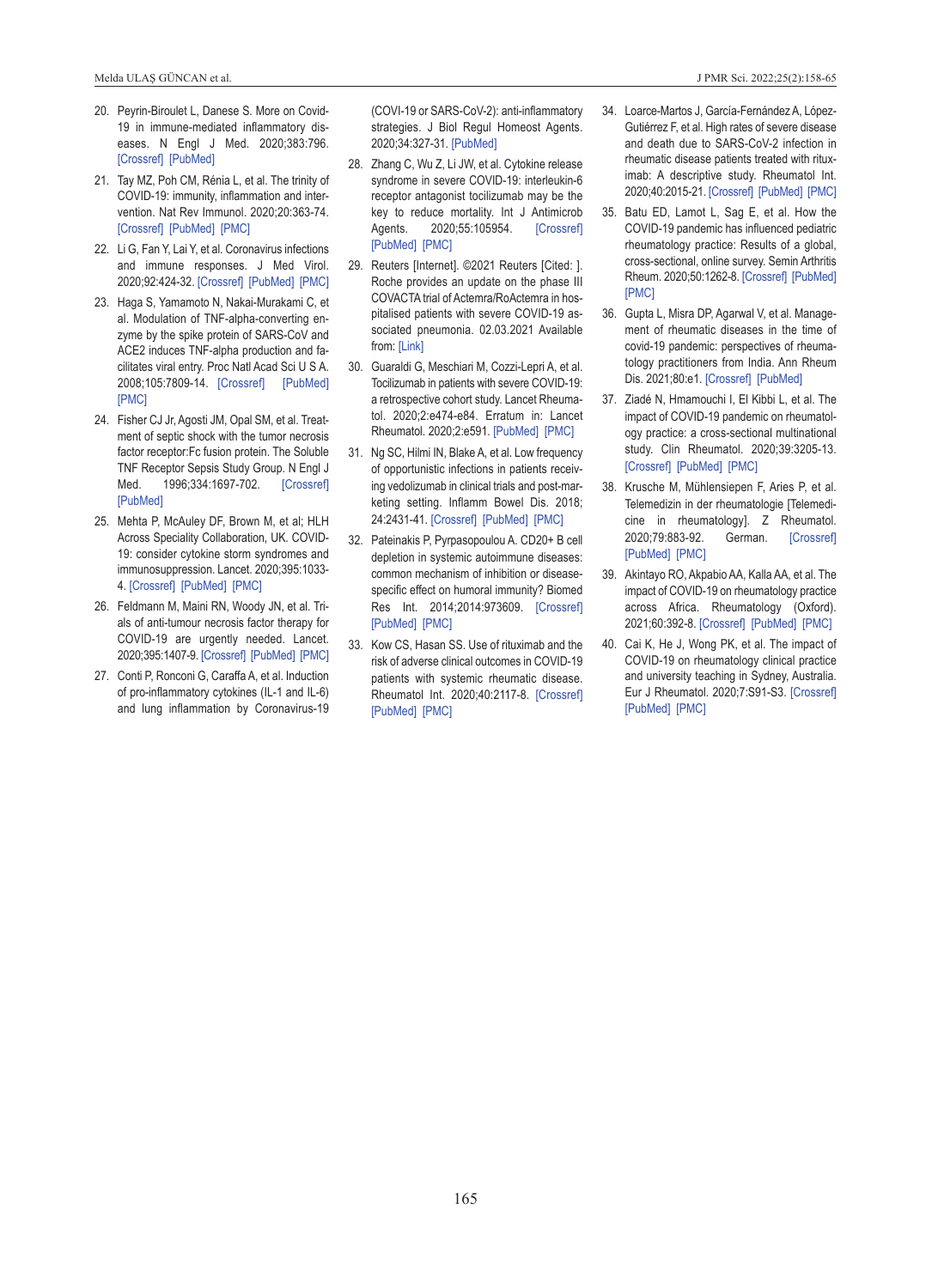20. Peyrin-Biroulet L, Danese S. More on Covid-19 in immune-mediated inflammatory diseases. N Engl J Med. 2020;383:796. [Crossref] [PubMed]
21. Tay MZ, Poh CM, Rénia L, et al. The trinity of COVID-19: immunity, inflammation and intervention. Nat Rev Immunol. 2020;20:363-74. [Crossref] [PubMed] [PMC]
22. Li G, Fan Y, Lai Y, et al. Coronavirus infections and immune responses. J Med Virol. 2020;92:424-32. [Crossref] [PubMed] [PMC]
23. Haga S, Yamamoto N, Nakai-Murakami C, et al. Modulation of TNF-alpha-converting enzyme by the spike protein of SARS-CoV and ACE2 induces TNF-alpha production and facilitates viral entry. Proc Natl Acad Sci U S A. 2008;105:7809-14. [Crossref] [PubMed] [PMC]
24. Fisher CJ Jr, Agosti JM, Opal SM, et al. Treatment of septic shock with the tumor necrosis factor receptor:Fc fusion protein. The Soluble TNF Receptor Sepsis Study Group. N Engl J Med. 1996;334:1697-702. [Crossref] [PubMed]
25. Mehta P, McAuley DF, Brown M, et al; HLH Across Speciality Collaboration, UK. COVID-19: consider cytokine storm syndromes and immunosuppression. Lancet. 2020;395:1033-4. [Crossref] [PubMed] [PMC]
26. Feldmann M, Maini RN, Woody JN, et al. Trials of anti-tumour necrosis factor therapy for COVID-19 are urgently needed. Lancet. 2020;395:1407-9. [Crossref] [PubMed] [PMC]
27. Conti P, Ronconi G, Caraffa A, et al. Induction of pro-inflammatory cytokines (IL-1 and IL-6) and lung inflammation by Coronavirus-19 (COVI-19 or SARS-CoV-2): anti-inflammatory strategies. J Biol Regul Homeost Agents. 2020;34:327-31. [PubMed]
28. Zhang C, Wu Z, Li JW, et al. Cytokine release syndrome in severe COVID-19: interleukin-6 receptor antagonist tocilizumab may be the key to reduce mortality. Int J Antimicrob Agents. 2020;55:105954. [Crossref] [PubMed] [PMC]
29. Reuters [Internet]. ©2021 Reuters [Cited: ]. Roche provides an update on the phase III COVACTA trial of Actemra/RoActemra in hospitalised patients with severe COVID-19 associated pneumonia. 02.03.2021 Available from: [Link]
30. Guaraldi G, Meschiari M, Cozzi-Lepri A, et al. Tocilizumab in patients with severe COVID-19: a retrospective cohort study. Lancet Rheumatol. 2020;2:e474-e84. Erratum in: Lancet Rheumatol. 2020;2:e591. [PubMed] [PMC]
31. Ng SC, Hilmi IN, Blake A, et al. Low frequency of opportunistic infections in patients receiving vedolizumab in clinical trials and post-marketing setting. Inflamm Bowel Dis. 2018; 24:2431-41. [Crossref] [PubMed] [PMC]
32. Pateinakis P, Pyrpasopoulou A. CD20+ B cell depletion in systemic autoimmune diseases: common mechanism of inhibition or disease-specific effect on humoral immunity? Biomed Res Int. 2014;2014:973609. [Crossref] [PubMed] [PMC]
33. Kow CS, Hasan SS. Use of rituximab and the risk of adverse clinical outcomes in COVID-19 patients with systemic rheumatic disease. Rheumatol Int. 2020;40:2117-8. [Crossref] [PubMed] [PMC]
34. Loarce-Martos J, García-Fernández A, López-Gutiérrez F, et al. High rates of severe disease and death due to SARS-CoV-2 infection in rheumatic disease patients treated with rituximab: A descriptive study. Rheumatol Int. 2020;40:2015-21. [Crossref] [PubMed] [PMC]
35. Batu ED, Lamot L, Sag E, et al. How the COVID-19 pandemic has influenced pediatric rheumatology practice: Results of a global, cross-sectional, online survey. Semin Arthritis Rheum. 2020;50:1262-8. [Crossref] [PubMed] [PMC]
36. Gupta L, Misra DP, Agarwal V, et al. Management of rheumatic diseases in the time of covid-19 pandemic: perspectives of rheumatology practitioners from India. Ann Rheum Dis. 2021;80:e1. [Crossref] [PubMed]
37. Ziadé N, Hmamouchi I, El Kibbi L, et al. The impact of COVID-19 pandemic on rheumatology practice: a cross-sectional multinational study. Clin Rheumatol. 2020;39:3205-13. [Crossref] [PubMed] [PMC]
38. Krusche M, Mühlensiepen F, Aries P, et al. Telemedizin in der rheumatologie [Telemedicine in rheumatology]. Z Rheumatol. 2020;79:883-92. German. [Crossref] [PubMed] [PMC]
39. Akintayo RO, Akpabio AA, Kalla AA, et al. The impact of COVID-19 on rheumatology practice across Africa. Rheumatology (Oxford). 2021;60:392-8. [Crossref] [PubMed] [PMC]
40. Cai K, He J, Wong PK, et al. The impact of COVID-19 on rheumatology clinical practice and university teaching in Sydney, Australia. Eur J Rheumatol. 2020;7:S91-S3. [Crossref] [PubMed] [PMC]